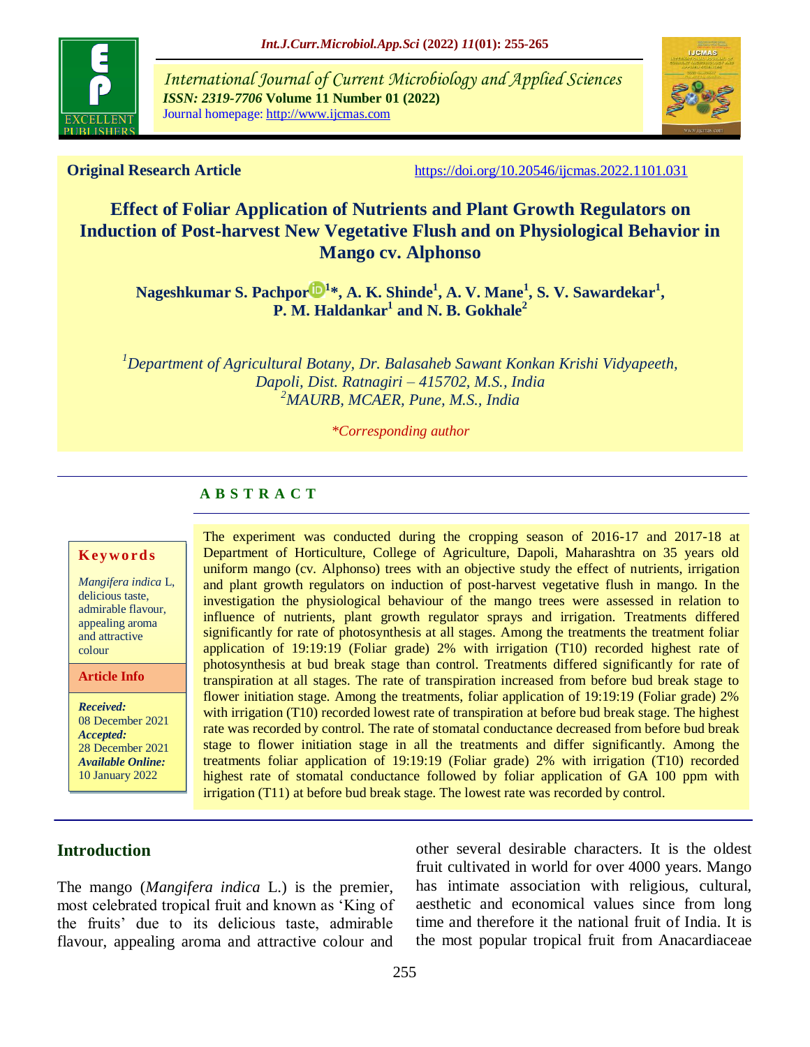**Original Research Article** https://doi.org/10.20546/ijcmas.2022.1101.031

# Effect of Foliar Application of Nutrients and Plant Growth Regulators on Induction of Post-harvest New Vegetative Flush and on Physiological Behavior in Mango cv. Alphonso

**Nageshkumar S. Pachpor[1]*, A. K. Shinde[1], A. V. Mane[1], S. V. Sawardekar[1], P. M. Haldankar[1] and N. B. Gokhale[2]**

[1]*Department of Agricultural Botany, Dr. Balasaheb Sawant Konkan Krishi Vidyapeeth, Dapoli, Dist. Ratnagiri – 415702, M.S., India*
[2]*MAURB, MCAER, Pune, M.S., India*

*\*Corresponding author*

## A B S T R A C T

**Keywords**

*Mangifera indica* L, delicious taste, admirable flavour, appealing aroma and attractive colour

**Article Info**

***Received:*** 08 December 2021
***Accepted:*** 28 December 2021
***Available Online:*** 10 January 2022

The experiment was conducted during the cropping season of 2016-17 and 2017-18 at Department of Horticulture, College of Agriculture, Dapoli, Maharashtra on 35 years old uniform mango (cv. Alphonso) trees with an objective study the effect of nutrients, irrigation and plant growth regulators on induction of post-harvest vegetative flush in mango. In the investigation the physiological behaviour of the mango trees were assessed in relation to influence of nutrients, plant growth regulator sprays and irrigation. Treatments differed significantly for rate of photosynthesis at all stages. Among the treatments the treatment foliar application of 19:19:19 (Foliar grade) 2% with irrigation (T10) recorded highest rate of photosynthesis at bud break stage than control. Treatments differed significantly for rate of transpiration at all stages. The rate of transpiration increased from before bud break stage to flower initiation stage. Among the treatments, foliar application of 19:19:19 (Foliar grade) 2% with irrigation (T10) recorded lowest rate of transpiration at before bud break stage. The highest rate was recorded by control. The rate of stomatal conductance decreased from before bud break stage to flower initiation stage in all the treatments and differ significantly. Among the treatments foliar application of 19:19:19 (Foliar grade) 2% with irrigation (T10) recorded highest rate of stomatal conductance followed by foliar application of GA 100 ppm with irrigation (T11) at before bud break stage. The lowest rate was recorded by control.

## Introduction

The mango (*Mangifera indica* L.) is the premier, most celebrated tropical fruit and known as 'King of the fruits' due to its delicious taste, admirable flavour, appealing aroma and attractive colour and other several desirable characters. It is the oldest fruit cultivated in world for over 4000 years. Mango has intimate association with religious, cultural, aesthetic and economical values since from long time and therefore it the national fruit of India. It is the most popular tropical fruit from Anacardiaceae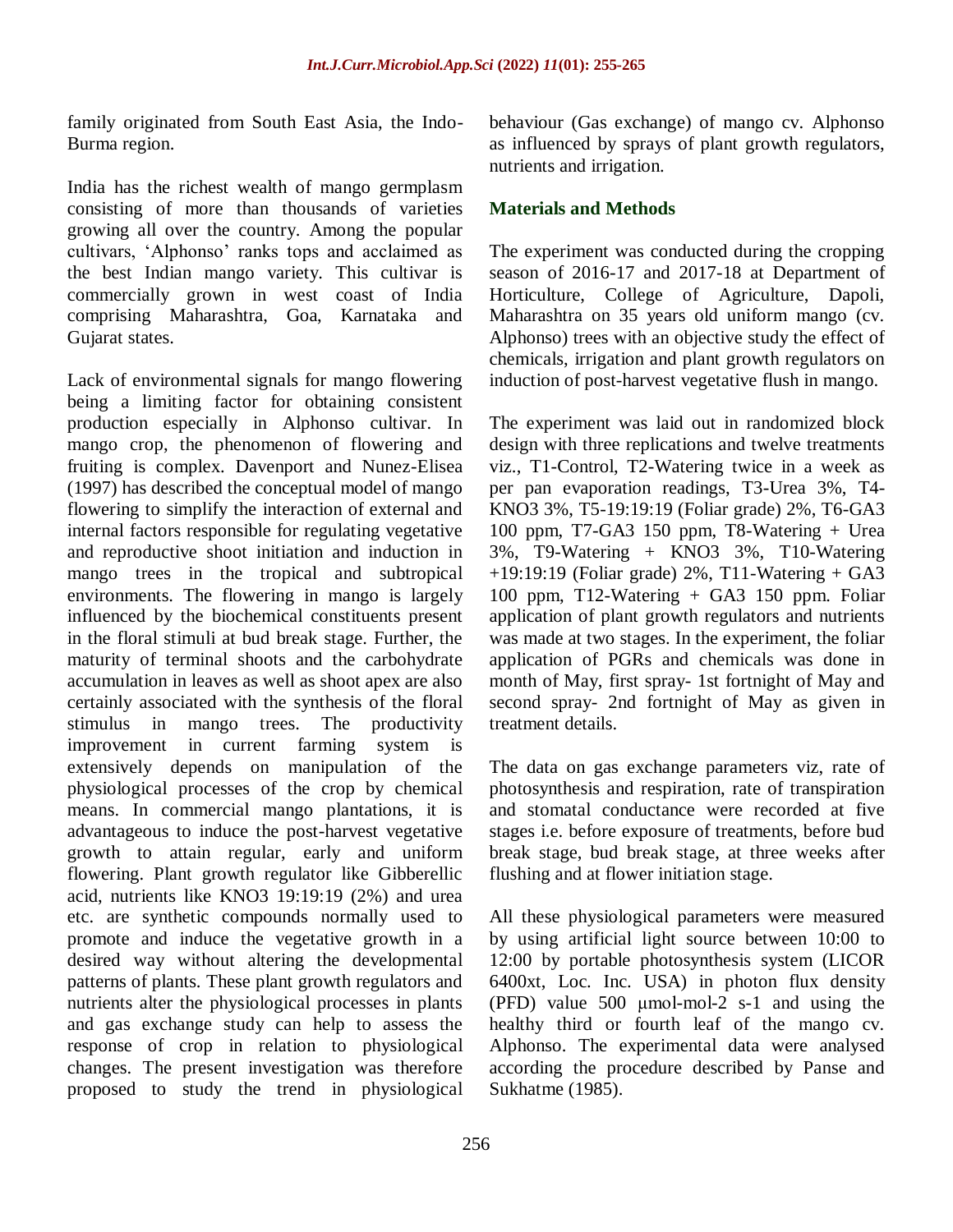family originated from South East Asia, the Indo-Burma region.

India has the richest wealth of mango germplasm consisting of more than thousands of varieties growing all over the country. Among the popular cultivars, 'Alphonso' ranks tops and acclaimed as the best Indian mango variety. This cultivar is commercially grown in west coast of India comprising Maharashtra, Goa, Karnataka and Gujarat states.

Lack of environmental signals for mango flowering being a limiting factor for obtaining consistent production especially in Alphonso cultivar. In mango crop, the phenomenon of flowering and fruiting is complex. Davenport and Nunez-Elisea (1997) has described the conceptual model of mango flowering to simplify the interaction of external and internal factors responsible for regulating vegetative and reproductive shoot initiation and induction in mango trees in the tropical and subtropical environments. The flowering in mango is largely influenced by the biochemical constituents present in the floral stimuli at bud break stage. Further, the maturity of terminal shoots and the carbohydrate accumulation in leaves as well as shoot apex are also certainly associated with the synthesis of the floral stimulus in mango trees. The productivity improvement in current farming system is extensively depends on manipulation of the physiological processes of the crop by chemical means. In commercial mango plantations, it is advantageous to induce the post-harvest vegetative growth to attain regular, early and uniform flowering. Plant growth regulator like Gibberellic acid, nutrients like $KNO_3$ 19:19:19 (2%) and urea etc. are synthetic compounds normally used to promote and induce the vegetative growth in a desired way without altering the developmental patterns of plants. These plant growth regulators and nutrients alter the physiological processes in plants and gas exchange study can help to assess the response of crop in relation to physiological changes. The present investigation was therefore proposed to study the trend in physiological behaviour (Gas exchange) of mango cv. Alphonso as influenced by sprays of plant growth regulators, nutrients and irrigation.

## Materials and Methods

The experiment was conducted during the cropping season of 2016-17 and 2017-18 at Department of Horticulture, College of Agriculture, Dapoli, Maharashtra on 35 years old uniform mango (cv. Alphonso) trees with an objective study the effect of chemicals, irrigation and plant growth regulators on induction of post-harvest vegetative flush in mango.

The experiment was laid out in randomized block design with three replications and twelve treatments viz., T1-Control, T2-Watering twice in a week as per pan evaporation readings, T3-Urea 3%, T4-$KNO_3$ 3%, T5-19:19:19 (Foliar grade) 2%, T6-$GA_3$ 100 ppm, T7-$GA_3$ 150 ppm, T8-Watering + Urea 3%, T9-Watering + $KNO_3$ 3%, T10-Watering +19:19:19 (Foliar grade) 2%, T11-Watering + $GA_3$ 100 ppm, T12-Watering + $GA_3$ 150 ppm. Foliar application of plant growth regulators and nutrients was made at two stages. In the experiment, the foliar application of PGRs and chemicals was done in month of May, first spray- 1st fortnight of May and second spray- 2nd fortnight of May as given in treatment details.

The data on gas exchange parameters viz, rate of photosynthesis and respiration, rate of transpiration and stomatal conductance were recorded at five stages i.e. before exposure of treatments, before bud break stage, bud break stage, at three weeks after flushing and at flower initiation stage.

All these physiological parameters were measured by using artificial light source between 10:00 to 12:00 by portable photosynthesis system (LICOR 6400xt, Loc. Inc. USA) in photon flux density (PFD) value 500 µmol-mol-2 s-1 and using the healthy third or fourth leaf of the mango cv. Alphonso. The experimental data were analysed according the procedure described by Panse and Sukhatme (1985).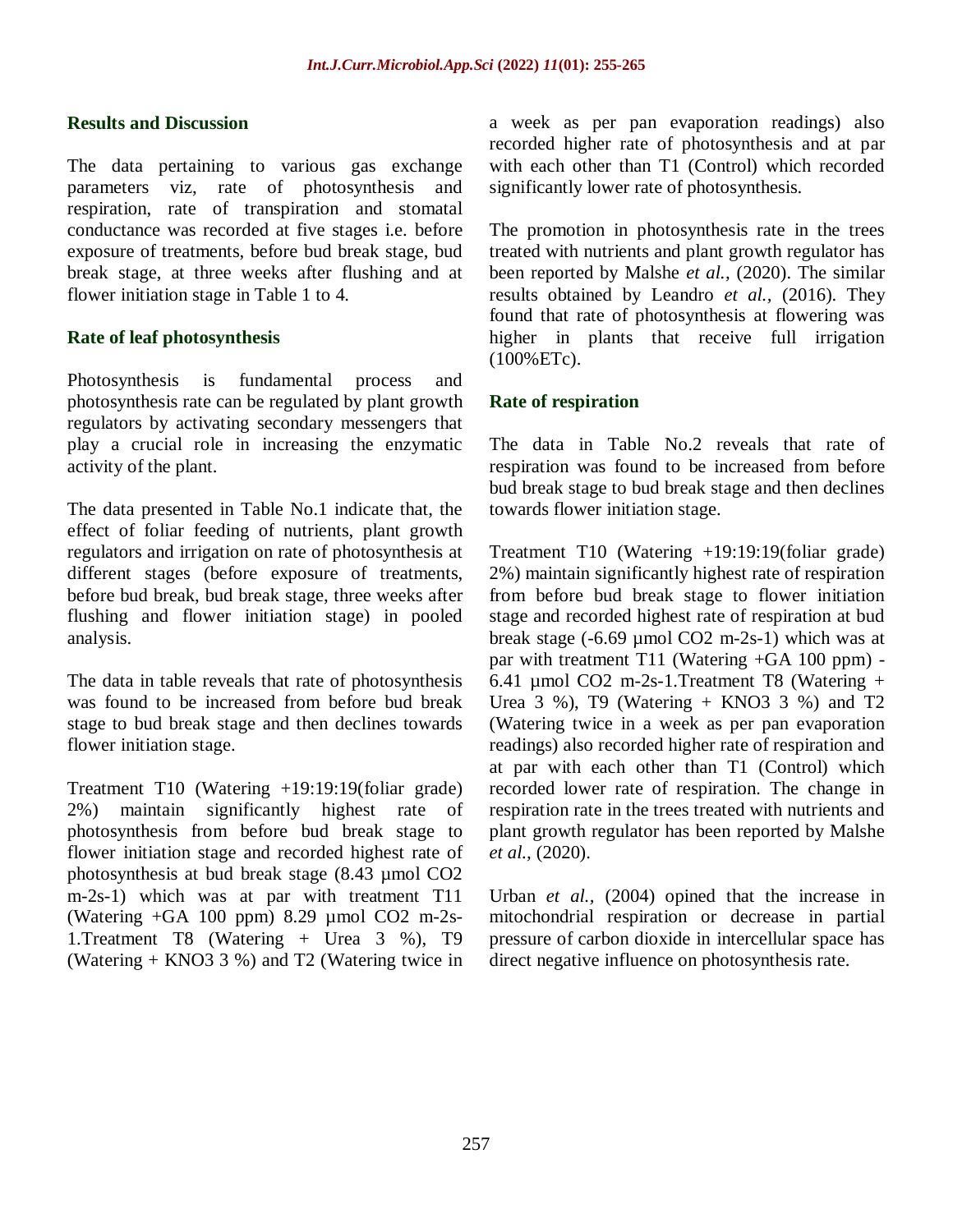## Results and Discussion

The data pertaining to various gas exchange parameters viz, rate of photosynthesis and respiration, rate of transpiration and stomatal conductance was recorded at five stages i.e. before exposure of treatments, before bud break stage, bud break stage, at three weeks after flushing and at flower initiation stage in Table 1 to 4.

### Rate of leaf photosynthesis

Photosynthesis is fundamental process and photosynthesis rate can be regulated by plant growth regulators by activating secondary messengers that play a crucial role in increasing the enzymatic activity of the plant.

The data presented in Table No.1 indicate that, the effect of foliar feeding of nutrients, plant growth regulators and irrigation on rate of photosynthesis at different stages (before exposure of treatments, before bud break, bud break stage, three weeks after flushing and flower initiation stage) in pooled analysis.

The data in table reveals that rate of photosynthesis was found to be increased from before bud break stage to bud break stage and then declines towards flower initiation stage.

Treatment T10 (Watering +19:19:19(foliar grade) 2%) maintain significantly highest rate of photosynthesis from before bud break stage to flower initiation stage and recorded highest rate of photosynthesis at bud break stage (8.43 µmol $CO_2$ $m^{-2}s^{-1}$) which was at par with treatment T11 (Watering +GA 100 ppm) 8.29 µmol $CO_2$ $m^{-2}s^{-1}$.Treatment T8 (Watering + Urea 3 %), T9 (Watering + $KNO_3$ 3 %) and T2 (Watering twice in a week as per pan evaporation readings) also recorded higher rate of photosynthesis and at par with each other than T1 (Control) which recorded significantly lower rate of photosynthesis.

The promotion in photosynthesis rate in the trees treated with nutrients and plant growth regulator has been reported by Malshe *et al.,* (2020). The similar results obtained by Leandro *et al.,* (2016). They found that rate of photosynthesis at flowering was higher in plants that receive full irrigation (100%ETc).

### Rate of respiration

The data in Table No.2 reveals that rate of respiration was found to be increased from before bud break stage to bud break stage and then declines towards flower initiation stage.

Treatment T10 (Watering +19:19:19(foliar grade) 2%) maintain significantly highest rate of respiration from before bud break stage to flower initiation stage and recorded highest rate of respiration at bud break stage (-6.69 µmol $CO_2$ $m^{-2}s^{-1}$) which was at par with treatment T11 (Watering +GA 100 ppm) -6.41 µmol $CO_2$ $m^{-2}s^{-1}$.Treatment T8 (Watering + Urea 3 %), T9 (Watering + $KNO_3$ 3 %) and T2 (Watering twice in a week as per pan evaporation readings) also recorded higher rate of respiration and at par with each other than T1 (Control) which recorded lower rate of respiration. The change in respiration rate in the trees treated with nutrients and plant growth regulator has been reported by Malshe *et al.,* (2020).

Urban *et al.,* (2004) opined that the increase in mitochondrial respiration or decrease in partial pressure of carbon dioxide in intercellular space has direct negative influence on photosynthesis rate.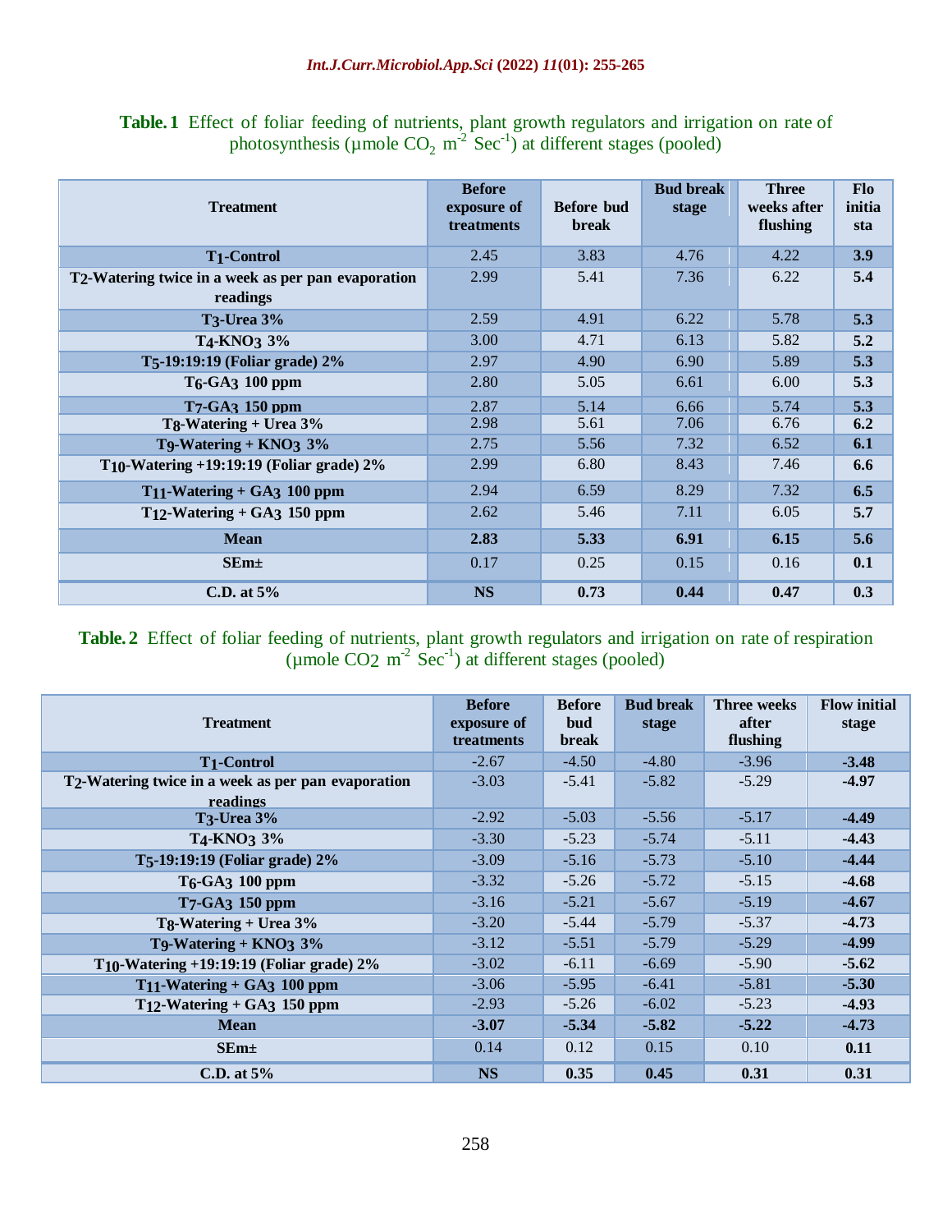**Table.1** Effect of foliar feeding of nutrients, plant growth regulators and irrigation on rate of photosynthesis (µmole $CO_2$ $m^{-2}$ $Sec^{-1}$) at different stages (pooled)

| Treatment | Before exposure of treatments | Before bud break | Bud break stage | Three weeks after flushing | Flo initia sta |
|---|---|---|---|---|---|
| **$T_1$-Control** | 2.45 | 3.83 | 4.76 | 4.22 | **3.9** |
| **$T_2$-Watering twice in a week as per pan evaporation readings** | 2.99 | 5.41 | 7.36 | 6.22 | **5.4** |
| **$T_3$-Urea 3%** | 2.59 | 4.91 | 6.22 | 5.78 | **5.3** |
| **$T_4$-$KNO_3$ 3%** | 3.00 | 4.71 | 6.13 | 5.82 | **5.2** |
| **$T_5$-19:19:19 (Foliar grade) 2%** | 2.97 | 4.90 | 6.90 | 5.89 | **5.3** |
| **$T_6$-$GA_3$ 100 ppm** | 2.80 | 5.05 | 6.61 | 6.00 | **5.3** |
| **$T_7$-$GA_3$ 150 ppm** | 2.87 | 5.14 | 6.66 | 5.74 | **5.3** |
| **$T_8$-Watering + Urea 3%** | 2.98 | 5.61 | 7.06 | 6.76 | **6.2** |
| **$T_9$-Watering + $KNO_3$ 3%** | 2.75 | 5.56 | 7.32 | 6.52 | **6.1** |
| **$T_{10}$-Watering +19:19:19 (Foliar grade) 2%** | 2.99 | 6.80 | 8.43 | 7.46 | **6.6** |
| **$T_{11}$-Watering + $GA_3$ 100 ppm** | 2.94 | 6.59 | 8.29 | 7.32 | **6.5** |
| **$T_{12}$-Watering + $GA_3$ 150 ppm** | 2.62 | 5.46 | 7.11 | 6.05 | **5.7** |
| **Mean** | **2.83** | **5.33** | **6.91** | **6.15** | **5.6** |
| **SEm±** | 0.17 | 0.25 | 0.15 | 0.16 | **0.1** |
| **C.D. at 5%** | **NS** | **0.73** | **0.44** | **0.47** | **0.3** |

**Table.2** Effect of foliar feeding of nutrients, plant growth regulators and irrigation on rate of respiration (µmole $CO_2$ $m^{-2}$ $Sec^{-1}$) at different stages (pooled)

| Treatment | Before exposure of treatments | Before bud break | Bud break stage | Three weeks after flushing | Flow initial stage |
|---|---|---|---|---|---|
| **$T_1$-Control** | -2.67 | -4.50 | -4.80 | -3.96 | **-3.48** |
| **$T_2$-Watering twice in a week as per pan evaporation readings** | -3.03 | -5.41 | -5.82 | -5.29 | **-4.97** |
| **$T_3$-Urea 3%** | -2.92 | -5.03 | -5.56 | -5.17 | **-4.49** |
| **$T_4$-$KNO_3$ 3%** | -3.30 | -5.23 | -5.74 | -5.11 | **-4.43** |
| **$T_5$-19:19:19 (Foliar grade) 2%** | -3.09 | -5.16 | -5.73 | -5.10 | **-4.44** |
| **$T_6$-$GA_3$ 100 ppm** | -3.32 | -5.26 | -5.72 | -5.15 | **-4.68** |
| **$T_7$-$GA_3$ 150 ppm** | -3.16 | -5.21 | -5.67 | -5.19 | **-4.67** |
| **$T_8$-Watering + Urea 3%** | -3.20 | -5.44 | -5.79 | -5.37 | **-4.73** |
| **$T_9$-Watering + $KNO_3$ 3%** | -3.12 | -5.51 | -5.79 | -5.29 | **-4.99** |
| **$T_{10}$-Watering +19:19:19 (Foliar grade) 2%** | -3.02 | -6.11 | -6.69 | -5.90 | **-5.62** |
| **$T_{11}$-Watering + $GA_3$ 100 ppm** | -3.06 | -5.95 | -6.41 | -5.81 | **-5.30** |
| **$T_{12}$-Watering + $GA_3$ 150 ppm** | -2.93 | -5.26 | -6.02 | -5.23 | **-4.93** |
| **Mean** | **-3.07** | **-5.34** | **-5.82** | **-5.22** | **-4.73** |
| **SEm±** | 0.14 | 0.12 | 0.15 | 0.10 | **0.11** |
| **C.D. at 5%** | **NS** | **0.35** | **0.45** | **0.31** | **0.31** |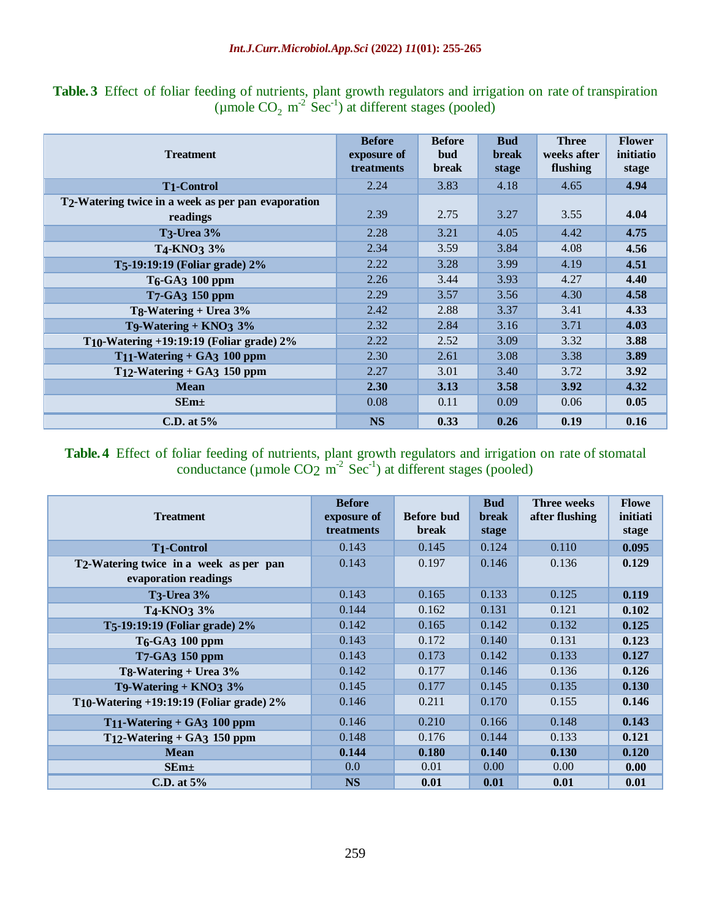**Table. 3** Effect of foliar feeding of nutrients, plant growth regulators and irrigation on rate of transpiration (µmole $CO_2$ $m^{-2}$ $Sec^{-1}$) at different stages (pooled)

| Treatment | Before exposure of treatments | Before bud break | Bud break stage | Three weeks after flushing | Flower initiatio stage |
|---|---|---|---|---|---|
| **$T_1$-Control** | 2.24 | 3.83 | 4.18 | 4.65 | **4.94** |
| **$T_2$-Watering twice in a week as per pan evaporation readings** | 2.39 | 2.75 | 3.27 | 3.55 | **4.04** |
| **$T_3$-Urea 3%** | 2.28 | 3.21 | 4.05 | 4.42 | **4.75** |
| **$T_4$-$KNO_3$ 3%** | 2.34 | 3.59 | 3.84 | 4.08 | **4.56** |
| **$T_5$-19:19:19 (Foliar grade) 2%** | 2.22 | 3.28 | 3.99 | 4.19 | **4.51** |
| **$T_6$-$GA_3$ 100 ppm** | 2.26 | 3.44 | 3.93 | 4.27 | **4.40** |
| **$T_7$-$GA_3$ 150 ppm** | 2.29 | 3.57 | 3.56 | 4.30 | **4.58** |
| **$T_8$-Watering + Urea 3%** | 2.42 | 2.88 | 3.37 | 3.41 | **4.33** |
| **$T_9$-Watering + $KNO_3$ 3%** | 2.32 | 2.84 | 3.16 | 3.71 | **4.03** |
| **$T_{10}$-Watering +19:19:19 (Foliar grade) 2%** | 2.22 | 2.52 | 3.09 | 3.32 | **3.88** |
| **$T_{11}$-Watering + $GA_3$ 100 ppm** | 2.30 | 2.61 | 3.08 | 3.38 | **3.89** |
| **$T_{12}$-Watering + $GA_3$ 150 ppm** | 2.27 | 3.01 | 3.40 | 3.72 | **3.92** |
| **Mean** | **2.30** | **3.13** | **3.58** | **3.92** | **4.32** |
| **SEm±** | 0.08 | 0.11 | 0.09 | 0.06 | **0.05** |
| **C.D. at 5%** | **NS** | **0.33** | **0.26** | **0.19** | **0.16** |

**Table. 4** Effect of foliar feeding of nutrients, plant growth regulators and irrigation on rate of stomatal conductance (µmole $CO_2$ $m^{-2}$ $Sec^{-1}$) at different stages (pooled)

| Treatment | Before exposure of treatments | Before bud break | Bud break stage | Three weeks after flushing | Flowe initiati stage |
|---|---|---|---|---|---|
| **$T_1$-Control** | 0.143 | 0.145 | 0.124 | 0.110 | **0.095** |
| **$T_2$-Watering twice in a week as per pan evaporation readings** | 0.143 | 0.197 | 0.146 | 0.136 | **0.129** |
| **$T_3$-Urea 3%** | 0.143 | 0.165 | 0.133 | 0.125 | **0.119** |
| **$T_4$-$KNO_3$ 3%** | 0.144 | 0.162 | 0.131 | 0.121 | **0.102** |
| **$T_5$-19:19:19 (Foliar grade) 2%** | 0.142 | 0.165 | 0.142 | 0.132 | **0.125** |
| **$T_6$-$GA_3$ 100 ppm** | 0.143 | 0.172 | 0.140 | 0.131 | **0.123** |
| **$T_7$-$GA_3$ 150 ppm** | 0.143 | 0.173 | 0.142 | 0.133 | **0.127** |
| **$T_8$-Watering + Urea 3%** | 0.142 | 0.177 | 0.146 | 0.136 | **0.126** |
| **$T_9$-Watering + $KNO_3$ 3%** | 0.145 | 0.177 | 0.145 | 0.135 | **0.130** |
| **$T_{10}$-Watering +19:19:19 (Foliar grade) 2%** | 0.146 | 0.211 | 0.170 | 0.155 | **0.146** |
| **$T_{11}$-Watering + $GA_3$ 100 ppm** | 0.146 | 0.210 | 0.166 | 0.148 | **0.143** |
| **$T_{12}$-Watering + $GA_3$ 150 ppm** | 0.148 | 0.176 | 0.144 | 0.133 | **0.121** |
| **Mean** | **0.144** | **0.180** | **0.140** | **0.130** | **0.120** |
| **SEm±** | 0.0 | 0.01 | 0.00 | 0.00 | **0.00** |
| **C.D. at 5%** | **NS** | **0.01** | **0.01** | **0.01** | **0.01** |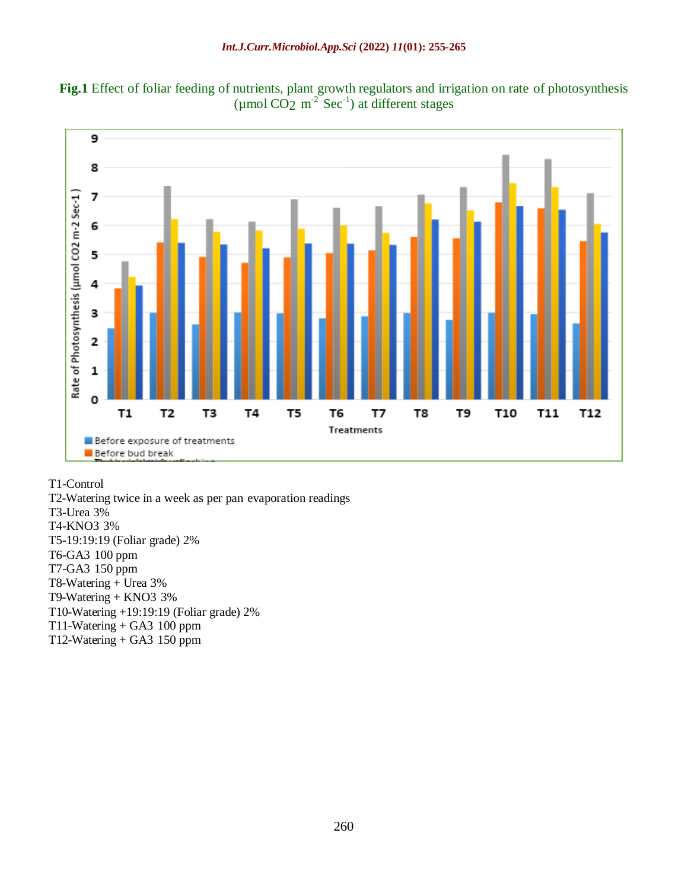**Fig.1** Effect of foliar feeding of nutrients, plant growth regulators and irrigation on rate of photosynthesis (µmol $CO_2$ $m^{-2}$ $Sec^{-1}$) at different stages

T1-Control
T2-Watering twice in a week as per pan evaporation readings
T3-Urea 3%
T4-KNO3 3%
T5-19:19:19 (Foliar grade) 2%
T6-GA3 100 ppm
T7-GA3 150 ppm
T8-Watering + Urea 3%
T9-Watering + KNO3 3%
T10-Watering +19:19:19 (Foliar grade) 2%
T11-Watering + GA3 100 ppm
T12-Watering + GA3 150 ppm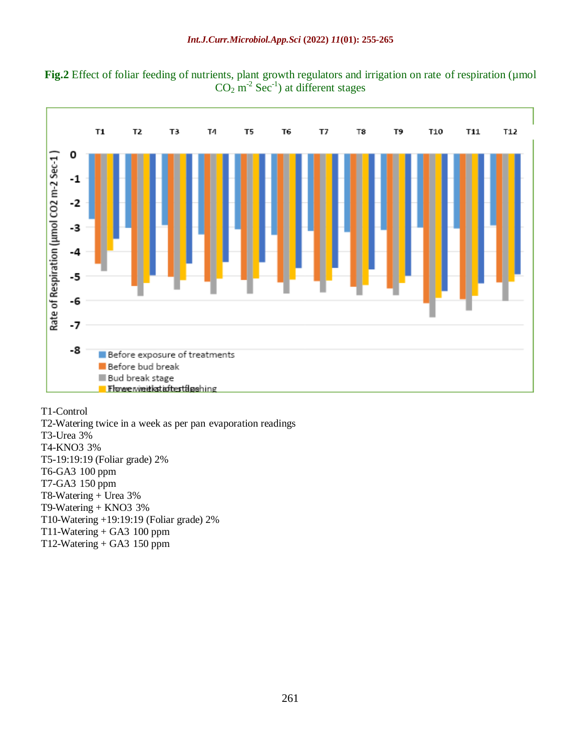**Fig.2** Effect of foliar feeding of nutrients, plant growth regulators and irrigation on rate of respiration (µmol $CO_2$ $m^{-2}$ $Sec^{-1}$) at different stages

T1-Control
T2-Watering twice in a week as per pan evaporation readings
T3-Urea 3%
T4-KNO3 3%
T5-19:19:19 (Foliar grade) 2%
T6-GA3 100 ppm
T7-GA3 150 ppm
T8-Watering + Urea 3%
T9-Watering + KNO3 3%
T10-Watering +19:19:19 (Foliar grade) 2%
T11-Watering + GA3 100 ppm
T12-Watering + GA3 150 ppm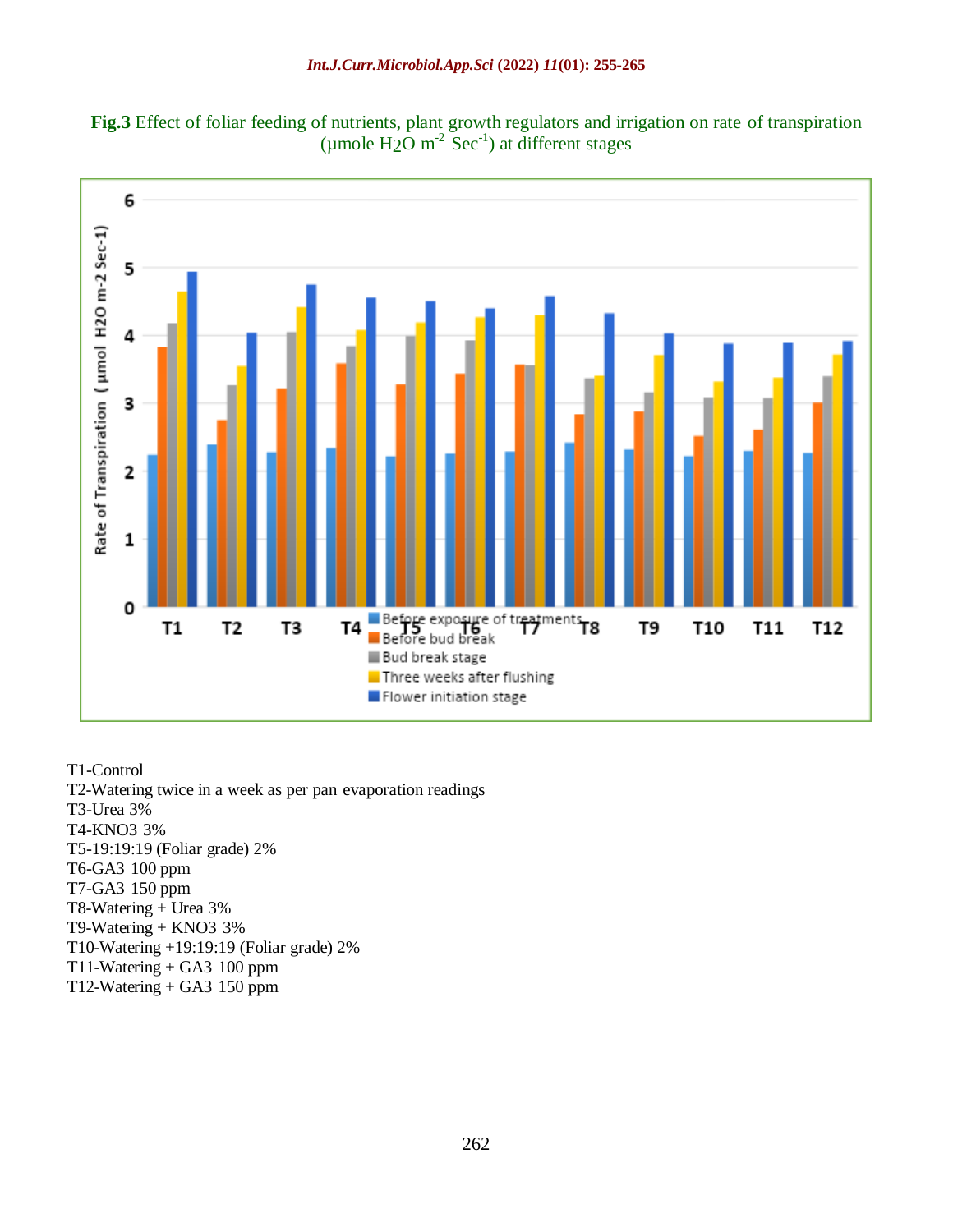**Fig.3** Effect of foliar feeding of nutrients, plant growth regulators and irrigation on rate of transpiration (µmole $H_2O$ $m^{-2}$ $Sec^{-1}$) at different stages

T1-Control
T2-Watering twice in a week as per pan evaporation readings
T3-Urea 3%
T4-$KNO_3$ 3%
T5-19:19:19 (Foliar grade) 2%
T6-$GA_3$ 100 ppm
T7-$GA_3$ 150 ppm
T8-Watering + Urea 3%
T9-Watering + $KNO_3$ 3%
T10-Watering +19:19:19 (Foliar grade) 2%
T11-Watering + $GA_3$ 100 ppm
T12-Watering + $GA_3$ 150 ppm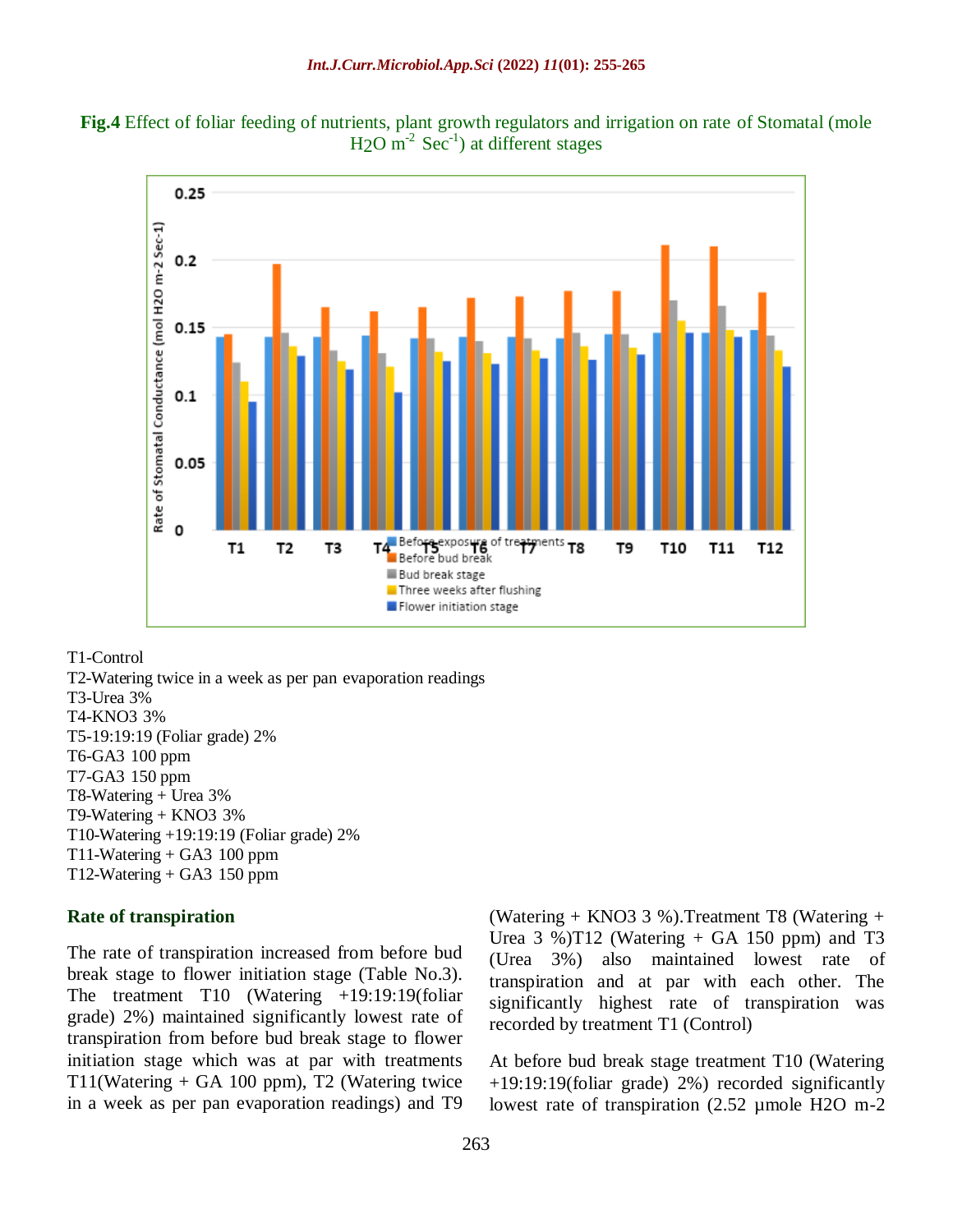**Fig.4** Effect of foliar feeding of nutrients, plant growth regulators and irrigation on rate of Stomatal (mole $H_2O$ $m^{-2}$ $Sec^{-1}$) at different stages

T1-Control
T2-Watering twice in a week as per pan evaporation readings
T3-Urea 3%
T4-KNO3 3%
T5-19:19:19 (Foliar grade) 2%
T6-GA3 100 ppm
T7-GA3 150 ppm
T8-Watering + Urea 3%
T9-Watering + KNO3 3%
T10-Watering +19:19:19 (Foliar grade) 2%
T11-Watering + GA3 100 ppm
T12-Watering + GA3 150 ppm

### Rate of transpiration

The rate of transpiration increased from before bud break stage to flower initiation stage (Table No.3). The treatment T10 (Watering +19:19:19(foliar grade) 2%) maintained significantly lowest rate of transpiration from before bud break stage to flower initiation stage which was at par with treatments T11(Watering + GA 100 ppm), T2 (Watering twice in a week as per pan evaporation readings) and T9 (Watering + KNO3 3 %).Treatment T8 (Watering + Urea 3 %)T12 (Watering + GA 150 ppm) and T3 (Urea 3%) also maintained lowest rate of transpiration and at par with each other. The significantly highest rate of transpiration was recorded by treatment T1 (Control)

At before bud break stage treatment T10 (Watering +19:19:19(foliar grade) 2%) recorded significantly lowest rate of transpiration (2.52 µmole H2O m-2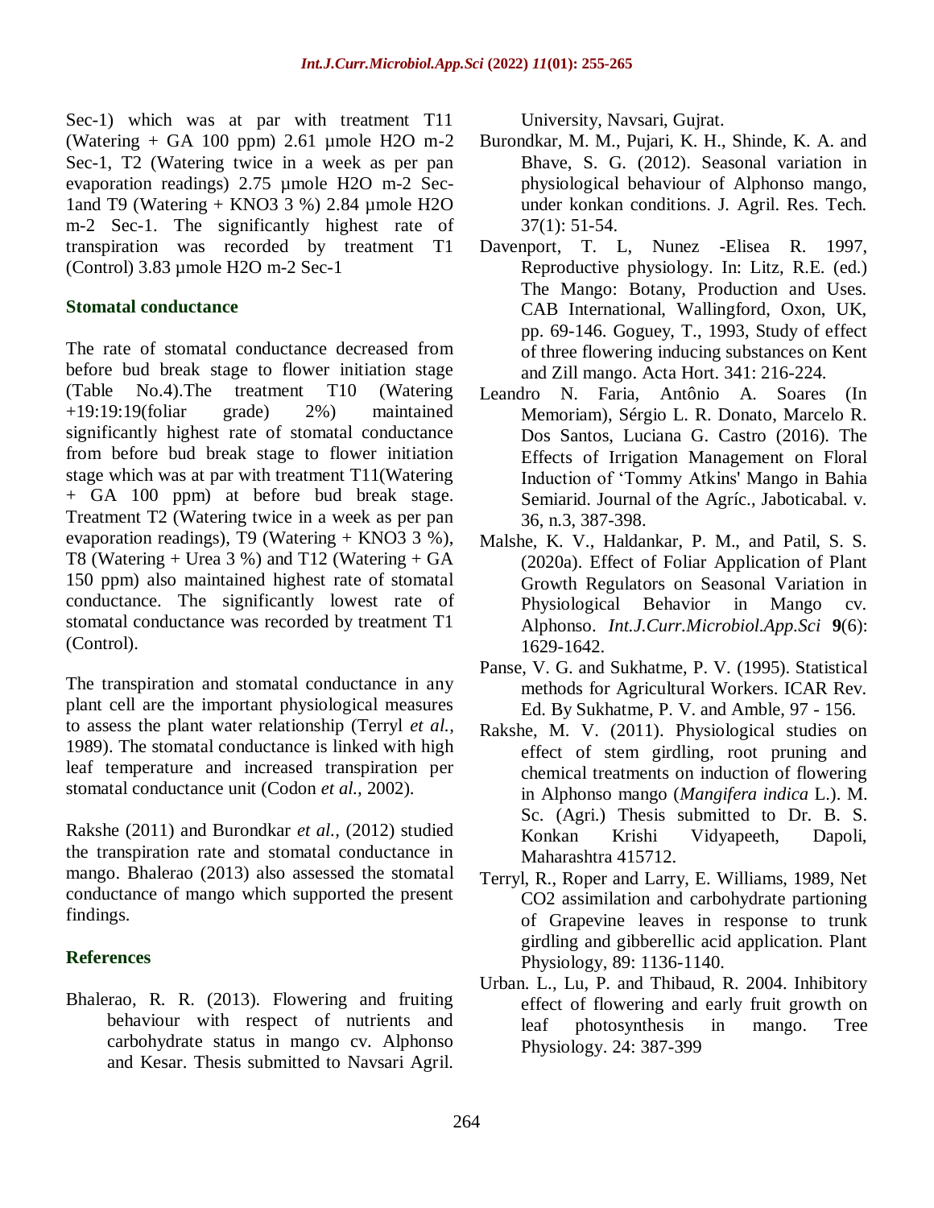Sec-1) which was at par with treatment T11 (Watering + GA 100 ppm) 2.61 µmole $H_2O$ m-2 Sec-1, T2 (Watering twice in a week as per pan evaporation readings) 2.75 µmole $H_2O$ m-2 Sec-1and T9 (Watering + $KNO_3$ 3 %) 2.84 µmole $H_2O$ m-2 Sec-1. The significantly highest rate of transpiration was recorded by treatment T1 (Control) 3.83 µmole $H_2O$ m-2 Sec-1

### Stomatal conductance

The rate of stomatal conductance decreased from before bud break stage to flower initiation stage (Table No.4).The treatment T10 (Watering +19:19:19(foliar grade) 2%) maintained significantly highest rate of stomatal conductance from before bud break stage to flower initiation stage which was at par with treatment T11(Watering + GA 100 ppm) at before bud break stage. Treatment T2 (Watering twice in a week as per pan evaporation readings), T9 (Watering + $KNO_3$ 3 %), T8 (Watering + Urea 3 %) and T12 (Watering + GA 150 ppm) also maintained highest rate of stomatal conductance. The significantly lowest rate of stomatal conductance was recorded by treatment T1 (Control).

The transpiration and stomatal conductance in any plant cell are the important physiological measures to assess the plant water relationship (Terryl *et al.,* 1989). The stomatal conductance is linked with high leaf temperature and increased transpiration per stomatal conductance unit (Codon *et al.,* 2002).

Rakshe (2011) and Burondkar *et al.,* (2012) studied the transpiration rate and stomatal conductance in mango. Bhalerao (2013) also assessed the stomatal conductance of mango which supported the present findings.

### References

Bhalerao, R. R. (2013). Flowering and fruiting behaviour with respect of nutrients and carbohydrate status in mango cv. Alphonso and Kesar. Thesis submitted to Navsari Agril. University, Navsari, Gujrat.

Burondkar, M. M., Pujari, K. H., Shinde, K. A. and Bhave, S. G. (2012). Seasonal variation in physiological behaviour of Alphonso mango, under konkan conditions. J. Agril. Res. Tech. 37(1): 51-54.

Davenport, T. L, Nunez -Elisea R. 1997, Reproductive physiology. In: Litz, R.E. (ed.) The Mango: Botany, Production and Uses. CAB International, Wallingford, Oxon, UK, pp. 69-146. Goguey, T., 1993, Study of effect of three flowering inducing substances on Kent and Zill mango. Acta Hort. 341: 216-224.

Leandro N. Faria, Antônio A. Soares (In Memoriam), Sérgio L. R. Donato, Marcelo R. Dos Santos, Luciana G. Castro (2016). The Effects of Irrigation Management on Floral Induction of 'Tommy Atkins' Mango in Bahia Semiarid. Journal of the Agríc., Jaboticabal. v. 36, n.3, 387-398.

Malshe, K. V., Haldankar, P. M., and Patil, S. S. (2020a). Effect of Foliar Application of Plant Growth Regulators on Seasonal Variation in Physiological Behavior in Mango cv. Alphonso. *Int.J.Curr.Microbiol.App.Sci* **9**(6): 1629-1642.

Panse, V. G. and Sukhatme, P. V. (1995). Statistical methods for Agricultural Workers. ICAR Rev. Ed. By Sukhatme, P. V. and Amble, 97 - 156.

Rakshe, M. V. (2011). Physiological studies on effect of stem girdling, root pruning and chemical treatments on induction of flowering in Alphonso mango (*Mangifera indica* L.). M. Sc. (Agri.) Thesis submitted to Dr. B. S. Konkan Krishi Vidyapeeth, Dapoli, Maharashtra 415712.

Terryl, R., Roper and Larry, E. Williams, 1989, Net $CO_2$ assimilation and carbohydrate partioning of Grapevine leaves in response to trunk girdling and gibberellic acid application. Plant Physiology, 89: 1136-1140.

Urban. L., Lu, P. and Thibaud, R. 2004. Inhibitory effect of flowering and early fruit growth on leaf photosynthesis in mango. Tree Physiology. 24: 387-399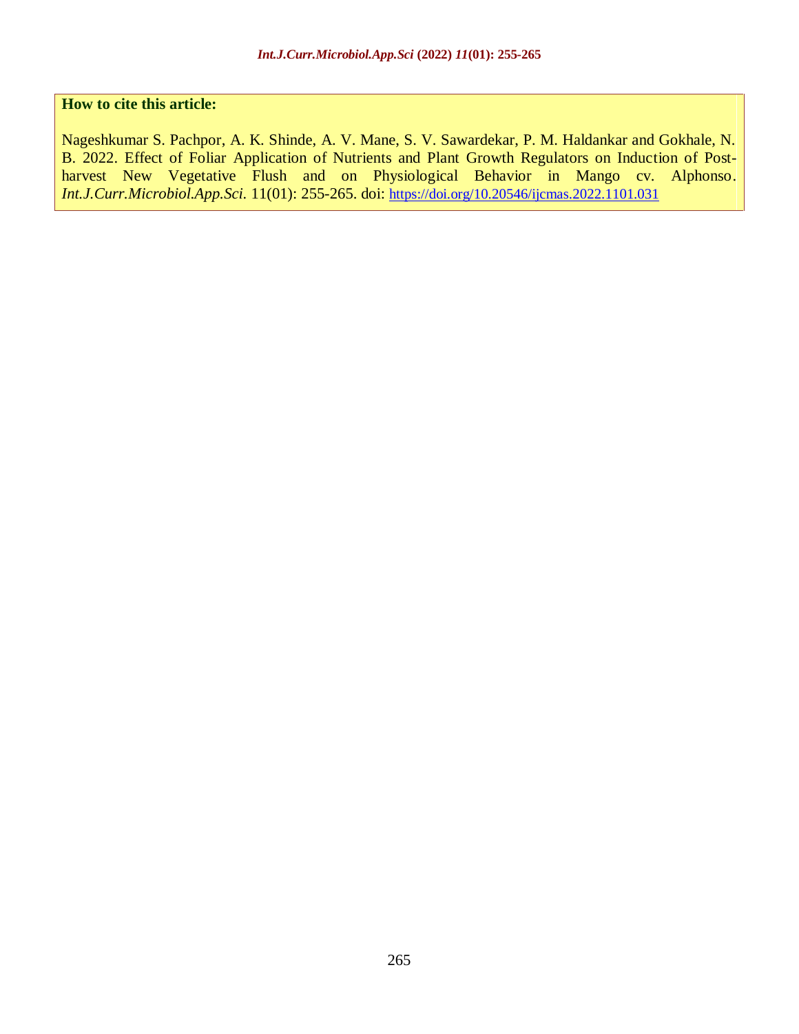**How to cite this article:**

Nageshkumar S. Pachpor, A. K. Shinde, A. V. Mane, S. V. Sawardekar, P. M. Haldankar and Gokhale, N. B. 2022. Effect of Foliar Application of Nutrients and Plant Growth Regulators on Induction of Post-harvest New Vegetative Flush and on Physiological Behavior in Mango cv. Alphonso. *Int.J.Curr.Microbiol.App.Sci.* 11(01): 255-265. doi: https://doi.org/10.20546/ijcmas.2022.1101.031